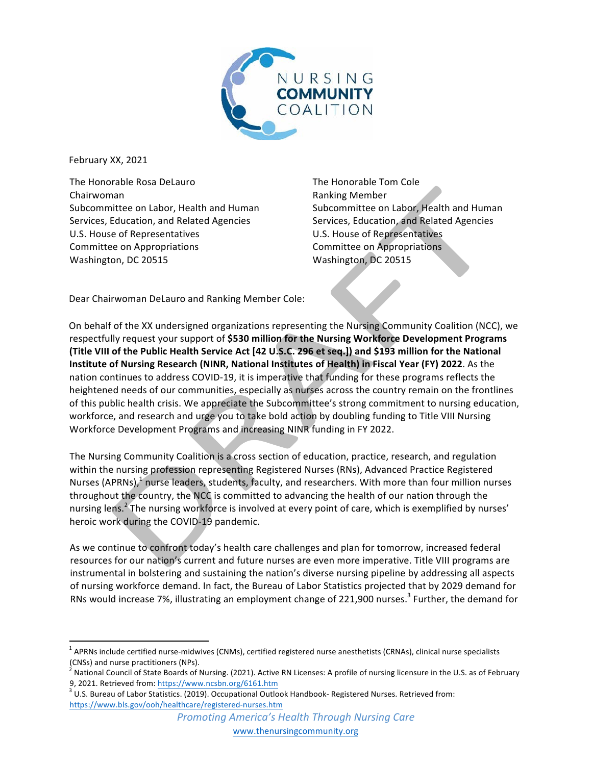February XX, 2021

The Honorable Rosa DeLauro
Chairwoman
Subcommittee on Labor, Health and Human Services, Education, and Related Agencies
U.S. House of Representatives
Committee on Appropriations
Washington, DC 20515

The Honorable Tom Cole
Ranking Member
Subcommittee on Labor, Health and Human Services, Education, and Related Agencies
U.S. House of Representatives
Committee on Appropriations
Washington, DC 20515

Dear Chairwoman DeLauro and Ranking Member Cole:

On behalf of the XX undersigned organizations representing the Nursing Community Coalition (NCC), we respectfully request your support of **$530 million for the Nursing Workforce Development Programs (Title VIII of the Public Health Service Act [42 U.S.C. 296 et seq.]) and $193 million for the National Institute of Nursing Research (NINR, National Institutes of Health) in Fiscal Year (FY) 2022**. As the nation continues to address COVID-19, it is imperative that funding for these programs reflects the heightened needs of our communities, especially as nurses across the country remain on the frontlines of this public health crisis. We appreciate the Subcommittee's strong commitment to nursing education, workforce, and research and urge you to take bold action by doubling funding to Title VIII Nursing Workforce Development Programs and increasing NINR funding in FY 2022.

The Nursing Community Coalition is a cross section of education, practice, research, and regulation within the nursing profession representing Registered Nurses (RNs), Advanced Practice Registered Nurses (APRNs),[1] nurse leaders, students, faculty, and researchers. With more than four million nurses throughout the country, the NCC is committed to advancing the health of our nation through the nursing lens.[2] The nursing workforce is involved at every point of care, which is exemplified by nurses' heroic work during the COVID-19 pandemic.

As we continue to confront today's health care challenges and plan for tomorrow, increased federal resources for our nation's current and future nurses are even more imperative. Title VIII programs are instrumental in bolstering and sustaining the nation's diverse nursing pipeline by addressing all aspects of nursing workforce demand. In fact, the Bureau of Labor Statistics projected that by 2029 demand for RNs would increase 7%, illustrating an employment change of 221,900 nurses.[3] Further, the demand for

---

[1] APRNs include certified nurse-midwives (CNMs), certified registered nurse anesthetists (CRNAs), clinical nurse specialists (CNSs) and nurse practitioners (NPs).

[2] National Council of State Boards of Nursing. (2021). Active RN Licenses: A profile of nursing licensure in the U.S. as of February 9, 2021. Retrieved from: https://www.ncsbn.org/6161.htm

[3] U.S. Bureau of Labor Statistics. (2019). Occupational Outlook Handbook- Registered Nurses. Retrieved from: https://www.bls.gov/ooh/healthcare/registered-nurses.htm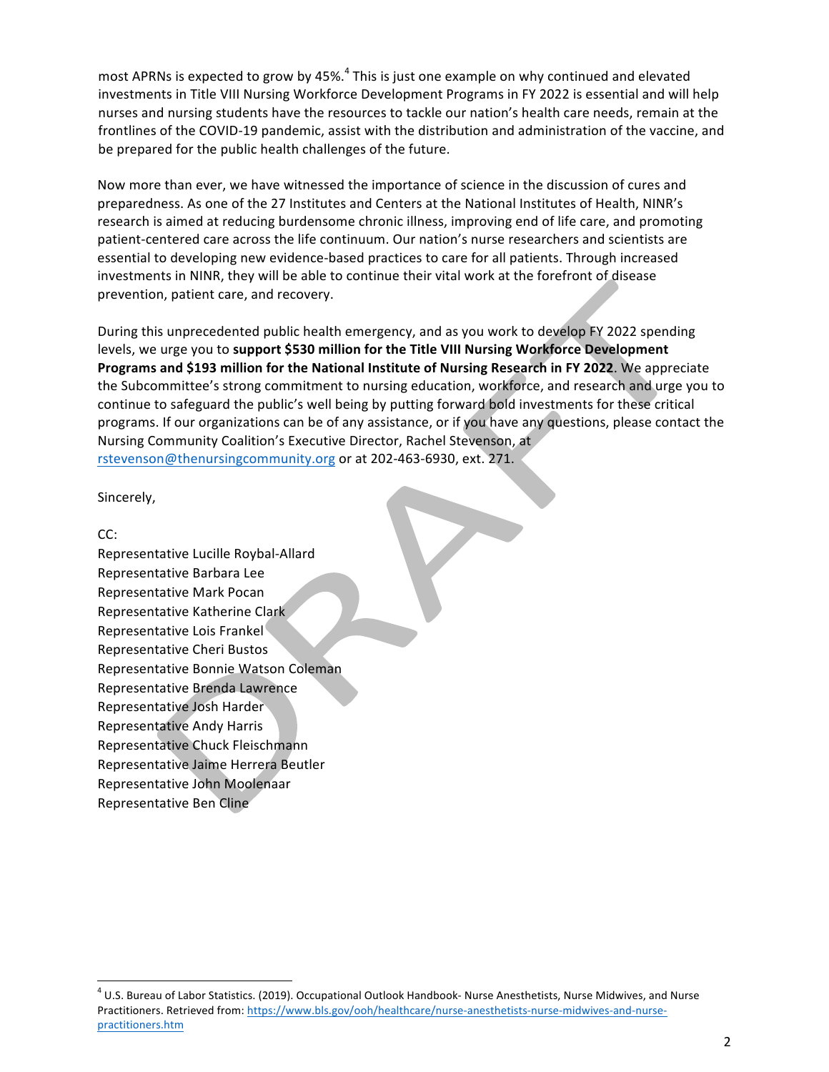most APRNs is expected to grow by 45%.[4] This is just one example on why continued and elevated investments in Title VIII Nursing Workforce Development Programs in FY 2022 is essential and will help nurses and nursing students have the resources to tackle our nation's health care needs, remain at the frontlines of the COVID-19 pandemic, assist with the distribution and administration of the vaccine, and be prepared for the public health challenges of the future.

Now more than ever, we have witnessed the importance of science in the discussion of cures and preparedness. As one of the 27 Institutes and Centers at the National Institutes of Health, NINR's research is aimed at reducing burdensome chronic illness, improving end of life care, and promoting patient-centered care across the life continuum. Our nation's nurse researchers and scientists are essential to developing new evidence-based practices to care for all patients. Through increased investments in NINR, they will be able to continue their vital work at the forefront of disease prevention, patient care, and recovery.

During this unprecedented public health emergency, and as you work to develop FY 2022 spending levels, we urge you to **support $530 million for the Title VIII Nursing Workforce Development Programs and $193 million for the National Institute of Nursing Research in FY 2022**. We appreciate the Subcommittee's strong commitment to nursing education, workforce, and research and urge you to continue to safeguard the public's well being by putting forward bold investments for these critical programs. If our organizations can be of any assistance, or if you have any questions, please contact the Nursing Community Coalition's Executive Director, Rachel Stevenson, at rstevenson@thenursingcommunity.org or at 202-463-6930, ext. 271.

Sincerely,

CC:
Representative Lucille Roybal-Allard
Representative Barbara Lee
Representative Mark Pocan
Representative Katherine Clark
Representative Lois Frankel
Representative Cheri Bustos
Representative Bonnie Watson Coleman
Representative Brenda Lawrence
Representative Josh Harder
Representative Andy Harris
Representative Chuck Fleischmann
Representative Jaime Herrera Beutler
Representative John Moolenaar
Representative Ben Cline

---

[4] U.S. Bureau of Labor Statistics. (2019). Occupational Outlook Handbook- Nurse Anesthetists, Nurse Midwives, and Nurse Practitioners. Retrieved from: https://www.bls.gov/ooh/healthcare/nurse-anesthetists-nurse-midwives-and-nurse-practitioners.htm